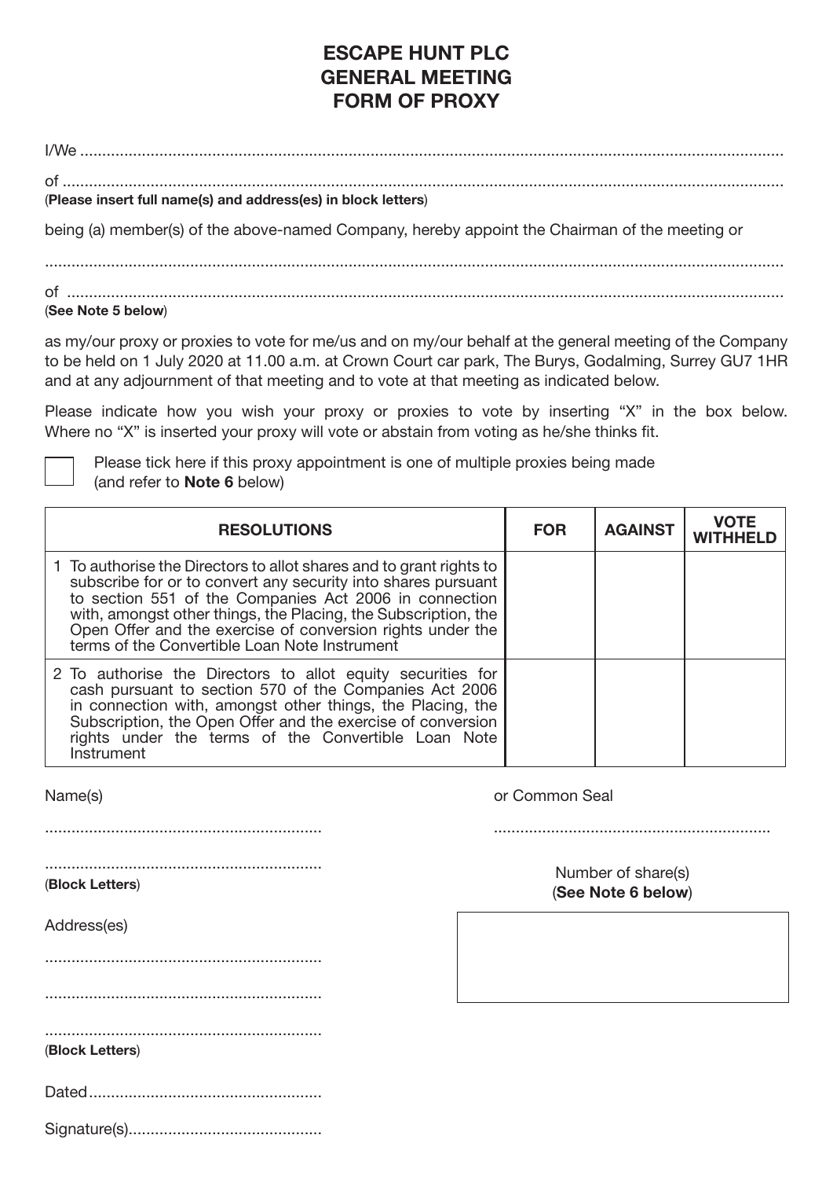# ESCAPE HUNT PLC
# GENERAL MEETING
# FORM OF PROXY

I/We ..........................................................................................................................................................

of ..............................................................................................................................................................

(**Please insert full name(s) and address(es) in block letters**)

being (a) member(s) of the above-named Company, hereby appoint the Chairman of the meeting or

..................................................................................................................................................................

of ..............................................................................................................................................................

(**See Note 5 below**)

as my/our proxy or proxies to vote for me/us and on my/our behalf at the general meeting of the Company to be held on 1 July 2020 at 11.00 a.m. at Crown Court car park, The Burys, Godalming, Surrey GU7 1HR and at any adjournment of that meeting and to vote at that meeting as indicated below.

Please indicate how you wish your proxy or proxies to vote by inserting "X" in the box below. Where no "X" is inserted your proxy will vote or abstain from voting as he/she thinks fit.

☐ Please tick here if this proxy appointment is one of multiple proxies being made (and refer to **Note 6** below)

| RESOLUTIONS | FOR | AGAINST | VOTE WITHHELD |
|---|---|---|---|
| 1 To authorise the Directors to allot shares and to grant rights to subscribe for or to convert any security into shares pursuant to section 551 of the Companies Act 2006 in connection with, amongst other things, the Placing, the Subscription, the Open Offer and the exercise of conversion rights under the terms of the Convertible Loan Note Instrument | | | |
| 2 To authorise the Directors to allot equity securities for cash pursuant to section 570 of the Companies Act 2006 in connection with, amongst other things, the Placing, the Subscription, the Open Offer and the exercise of conversion rights under the terms of the Convertible Loan Note Instrument | | | |

Name(s)

..............................................................

..............................................................

(**Block Letters**)

or Common Seal

..............................................................

Number of share(s)
(**See Note 6 below**)

Address(es)

..............................................................

..............................................................

..............................................................

(**Block Letters**)

Dated.....................................................

Signature(s)............................................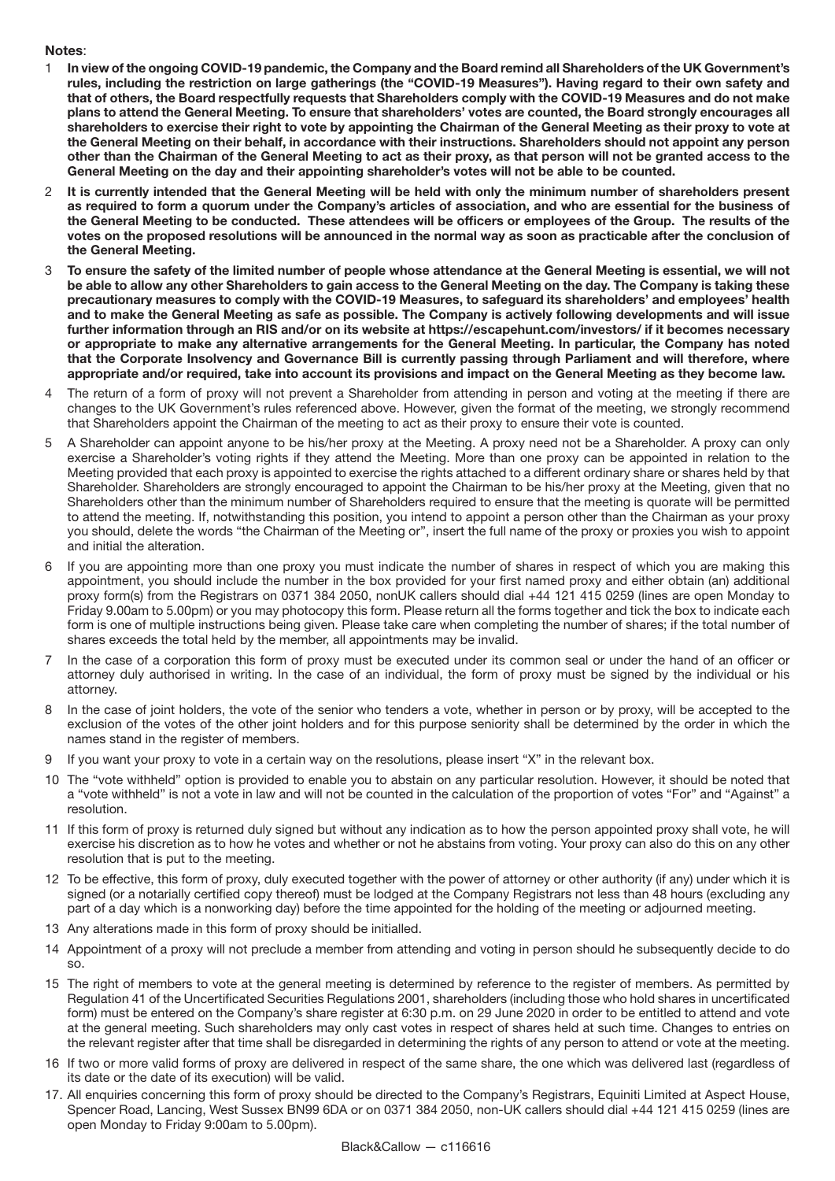**Notes**:

1. **In view of the ongoing COVID-19 pandemic, the Company and the Board remind all Shareholders of the UK Government's rules, including the restriction on large gatherings (the "COVID-19 Measures"). Having regard to their own safety and that of others, the Board respectfully requests that Shareholders comply with the COVID-19 Measures and do not make plans to attend the General Meeting. To ensure that shareholders' votes are counted, the Board strongly encourages all shareholders to exercise their right to vote by appointing the Chairman of the General Meeting as their proxy to vote at the General Meeting on their behalf, in accordance with their instructions. Shareholders should not appoint any person other than the Chairman of the General Meeting to act as their proxy, as that person will not be granted access to the General Meeting on the day and their appointing shareholder's votes will not be able to be counted.**
2. **It is currently intended that the General Meeting will be held with only the minimum number of shareholders present as required to form a quorum under the Company's articles of association, and who are essential for the business of the General Meeting to be conducted. These attendees will be officers or employees of the Group. The results of the votes on the proposed resolutions will be announced in the normal way as soon as practicable after the conclusion of the General Meeting.**
3. **To ensure the safety of the limited number of people whose attendance at the General Meeting is essential, we will not be able to allow any other Shareholders to gain access to the General Meeting on the day. The Company is taking these precautionary measures to comply with the COVID-19 Measures, to safeguard its shareholders' and employees' health and to make the General Meeting as safe as possible. The Company is actively following developments and will issue further information through an RIS and/or on its website at https://escapehunt.com/investors/ if it becomes necessary or appropriate to make any alternative arrangements for the General Meeting. In particular, the Company has noted that the Corporate Insolvency and Governance Bill is currently passing through Parliament and will therefore, where appropriate and/or required, take into account its provisions and impact on the General Meeting as they become law.**
4. The return of a form of proxy will not prevent a Shareholder from attending in person and voting at the meeting if there are changes to the UK Government's rules referenced above. However, given the format of the meeting, we strongly recommend that Shareholders appoint the Chairman of the meeting to act as their proxy to ensure their vote is counted.
5. A Shareholder can appoint anyone to be his/her proxy at the Meeting. A proxy need not be a Shareholder. A proxy can only exercise a Shareholder's voting rights if they attend the Meeting. More than one proxy can be appointed in relation to the Meeting provided that each proxy is appointed to exercise the rights attached to a different ordinary share or shares held by that Shareholder. Shareholders are strongly encouraged to appoint the Chairman to be his/her proxy at the Meeting, given that no Shareholders other than the minimum number of Shareholders required to ensure that the meeting is quorate will be permitted to attend the meeting. If, notwithstanding this position, you intend to appoint a person other than the Chairman as your proxy you should, delete the words "the Chairman of the Meeting or", insert the full name of the proxy or proxies you wish to appoint and initial the alteration.
6. If you are appointing more than one proxy you must indicate the number of shares in respect of which you are making this appointment, you should include the number in the box provided for your first named proxy and either obtain (an) additional proxy form(s) from the Registrars on 0371 384 2050, nonUK callers should dial +44 121 415 0259 (lines are open Monday to Friday 9.00am to 5.00pm) or you may photocopy this form. Please return all the forms together and tick the box to indicate each form is one of multiple instructions being given. Please take care when completing the number of shares; if the total number of shares exceeds the total held by the member, all appointments may be invalid.
7. In the case of a corporation this form of proxy must be executed under its common seal or under the hand of an officer or attorney duly authorised in writing. In the case of an individual, the form of proxy must be signed by the individual or his attorney.
8. In the case of joint holders, the vote of the senior who tenders a vote, whether in person or by proxy, will be accepted to the exclusion of the votes of the other joint holders and for this purpose seniority shall be determined by the order in which the names stand in the register of members.
9. If you want your proxy to vote in a certain way on the resolutions, please insert "X" in the relevant box.
10. The "vote withheld" option is provided to enable you to abstain on any particular resolution. However, it should be noted that a "vote withheld" is not a vote in law and will not be counted in the calculation of the proportion of votes "For" and "Against" a resolution.
11. If this form of proxy is returned duly signed but without any indication as to how the person appointed proxy shall vote, he will exercise his discretion as to how he votes and whether or not he abstains from voting. Your proxy can also do this on any other resolution that is put to the meeting.
12. To be effective, this form of proxy, duly executed together with the power of attorney or other authority (if any) under which it is signed (or a notarially certified copy thereof) must be lodged at the Company Registrars not less than 48 hours (excluding any part of a day which is a nonworking day) before the time appointed for the holding of the meeting or adjourned meeting.
13. Any alterations made in this form of proxy should be initialled.
14. Appointment of a proxy will not preclude a member from attending and voting in person should he subsequently decide to do so.
15. The right of members to vote at the general meeting is determined by reference to the register of members. As permitted by Regulation 41 of the Uncertificated Securities Regulations 2001, shareholders (including those who hold shares in uncertificated form) must be entered on the Company's share register at 6:30 p.m. on 29 June 2020 in order to be entitled to attend and vote at the general meeting. Such shareholders may only cast votes in respect of shares held at such time. Changes to entries on the relevant register after that time shall be disregarded in determining the rights of any person to attend or vote at the meeting.
16. If two or more valid forms of proxy are delivered in respect of the same share, the one which was delivered last (regardless of its date or the date of its execution) will be valid.
17. All enquiries concerning this form of proxy should be directed to the Company's Registrars, Equiniti Limited at Aspect House, Spencer Road, Lancing, West Sussex BN99 6DA or on 0371 384 2050, non-UK callers should dial +44 121 415 0259 (lines are open Monday to Friday 9:00am to 5.00pm).

Black&Callow — c116616